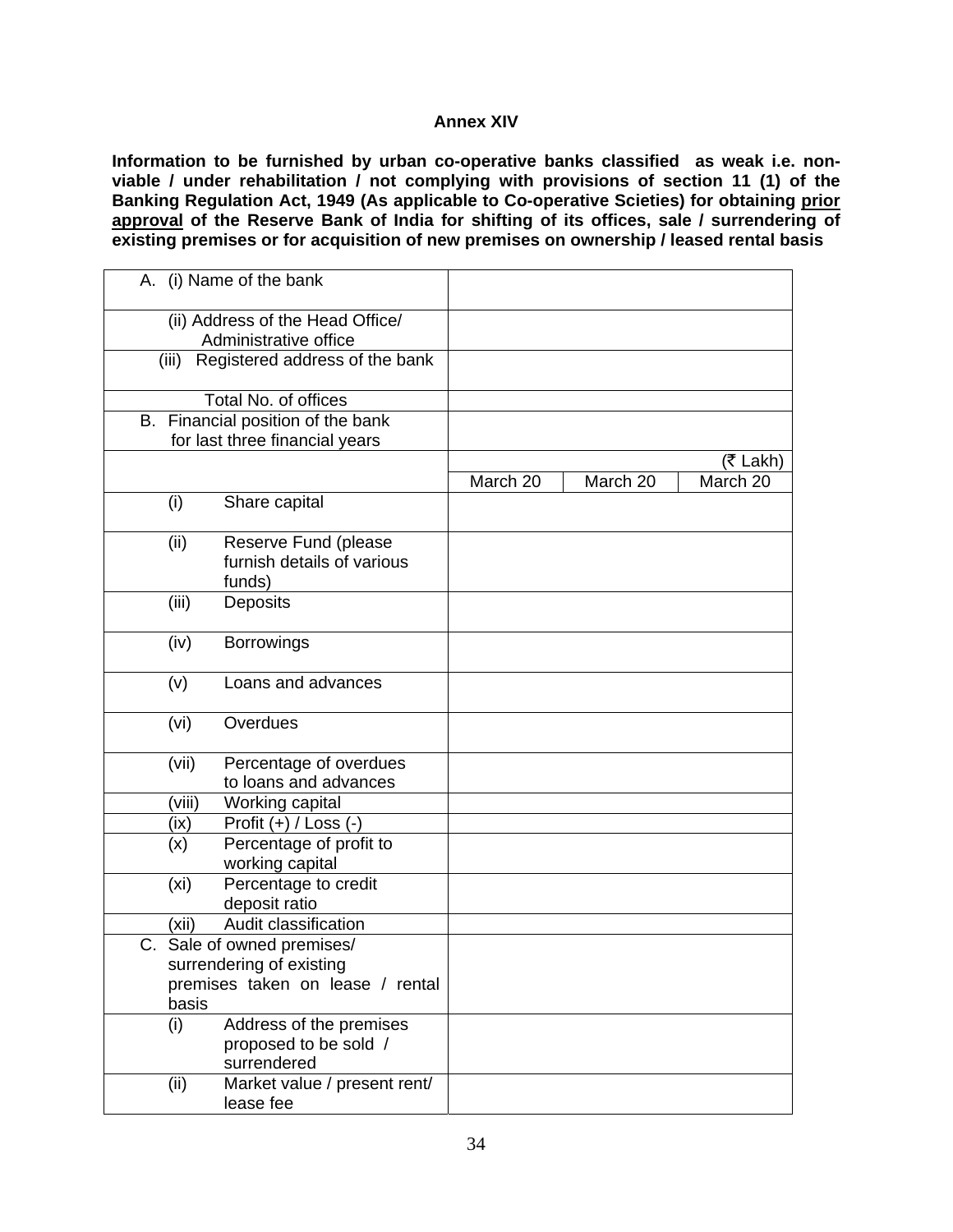## Annex XIV

**Information to be furnished by urban co-operative banks classified as weak i.e. non-viable / under rehabilitation / not complying with provisions of section 11 (1) of the Banking Regulation Act, 1949 (As applicable to Co-operative Scieties) for obtaining <u>prior approval</u> of the Reserve Bank of India for shifting of its offices, sale / surrendering of existing premises or for acquisition of new premises on ownership / leased rental basis**

| | | | |
|---|---|---|---|
| A. (i) Name of the bank | | | |
| (ii) Address of the Head Office/ Administrative office | | | |
| (iii) Registered address of the bank | | | |
| Total No. of offices | | | |
| B. Financial position of the bank for last three financial years | | | |
| | | | (₹ Lakh) |
| | March 20 | March 20 | March 20 |
| (i) Share capital | | | |
| (ii) Reserve Fund (please furnish details of various funds) | | | |
| (iii) Deposits | | | |
| (iv) Borrowings | | | |
| (v) Loans and advances | | | |
| (vi) Overdues | | | |
| (vii) Percentage of overdues to loans and advances | | | |
| (viii) Working capital | | | |
| (ix) Profit (+) / Loss (-) | | | |
| (x) Percentage of profit to working capital | | | |
| (xi) Percentage to credit deposit ratio | | | |
| (xii) Audit classification | | | |
| C. Sale of owned premises/ surrendering of existing premises taken on lease / rental basis | | | |
| (i) Address of the premises proposed to be sold / surrendered | | | |
| (ii) Market value / present rent/ lease fee | | | |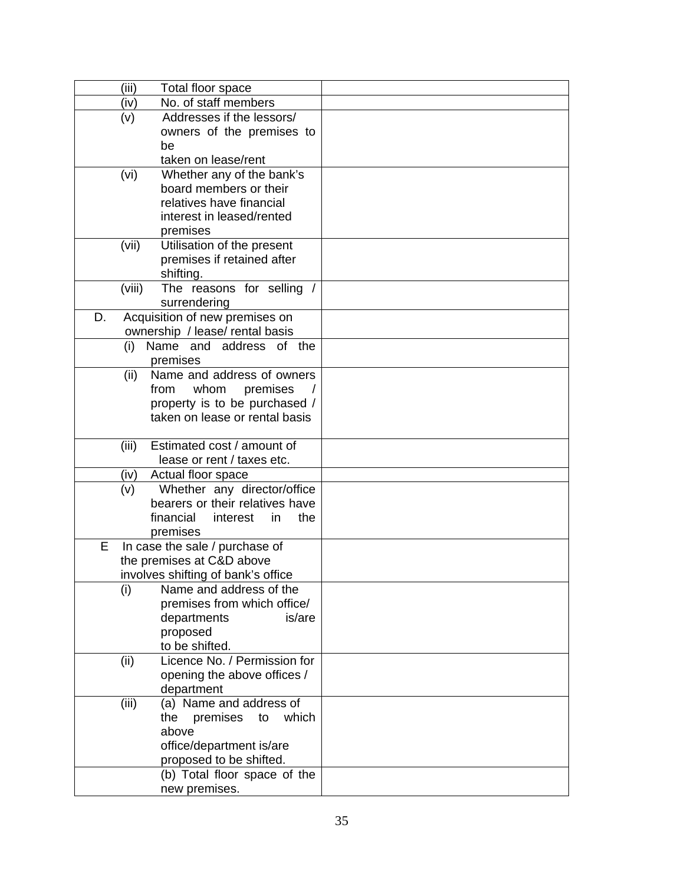| | |
|---|---|
| (iii) Total floor space | |
| (iv) No. of staff members | |
| (v) Addresses if the lessors/ owners of the premises to be taken on lease/rent | |
| (vi) Whether any of the bank's board members or their relatives have financial interest in leased/rented premises | |
| (vii) Utilisation of the present premises if retained after shifting. | |
| (viii) The reasons for selling / surrendering | |
| D. Acquisition of new premises on ownership / lease/ rental basis | |
| (i) Name and address of the premises | |
| (ii) Name and address of owners from whom premises / property is to be purchased / taken on lease or rental basis | |
| (iii) Estimated cost / amount of lease or rent / taxes etc. | |
| (iv) Actual floor space | |
| (v) Whether any director/office bearers or their relatives have financial interest in the premises | |
| E In case the sale / purchase of the premises at C&D above involves shifting of bank's office | |
| (i) Name and address of the premises from which office/ departments is/are proposed to be shifted. | |
| (ii) Licence No. / Permission for opening the above offices / department | |
| (iii) (a) Name and address of the premises to which above office/department is/are proposed to be shifted. | |
| (b) Total floor space of the new premises. | |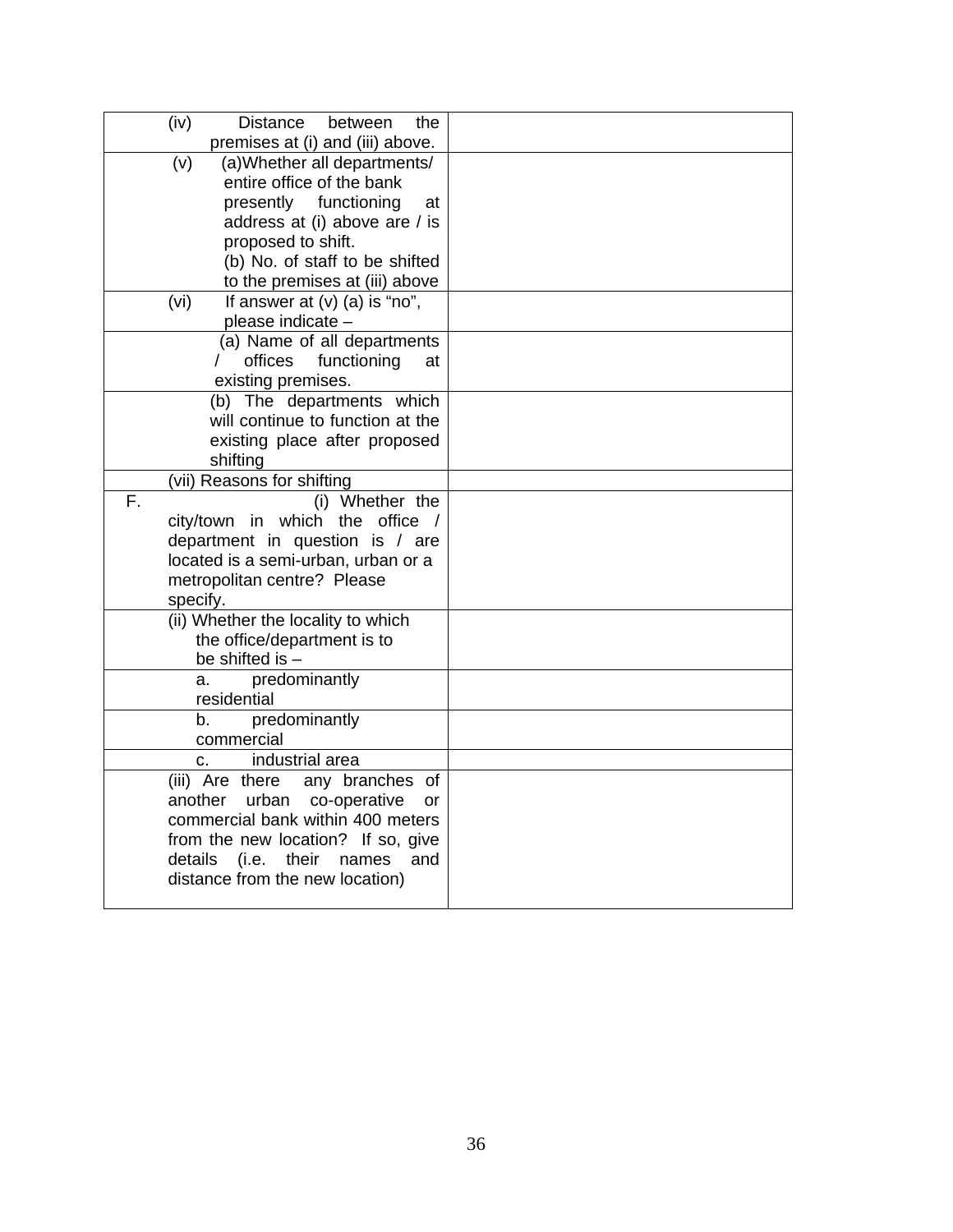| | |
|---|---|
| (iv) Distance between the premises at (i) and (iii) above. | |
| (v) (a)Whether all departments/ entire office of the bank presently functioning at address at (i) above are / is proposed to shift.<br>(b) No. of staff to be shifted to the premises at (iii) above | |
| (vi) If answer at (v) (a) is "no", please indicate – | |
| (a) Name of all departments / offices functioning at existing premises. | |
| (b) The departments which will continue to function at the existing place after proposed shifting | |
| (vii) Reasons for shifting | |
| F. (i) Whether the city/town in which the office / department in question is / are located is a semi-urban, urban or a metropolitan centre? Please specify. | |
| (ii) Whether the locality to which the office/department is to be shifted is – | |
| a. predominantly residential | |
| b. predominantly commercial | |
| c. industrial area | |
| (iii) Are there any branches of another urban co-operative or commercial bank within 400 meters from the new location? If so, give details (i.e. their names and distance from the new location) | |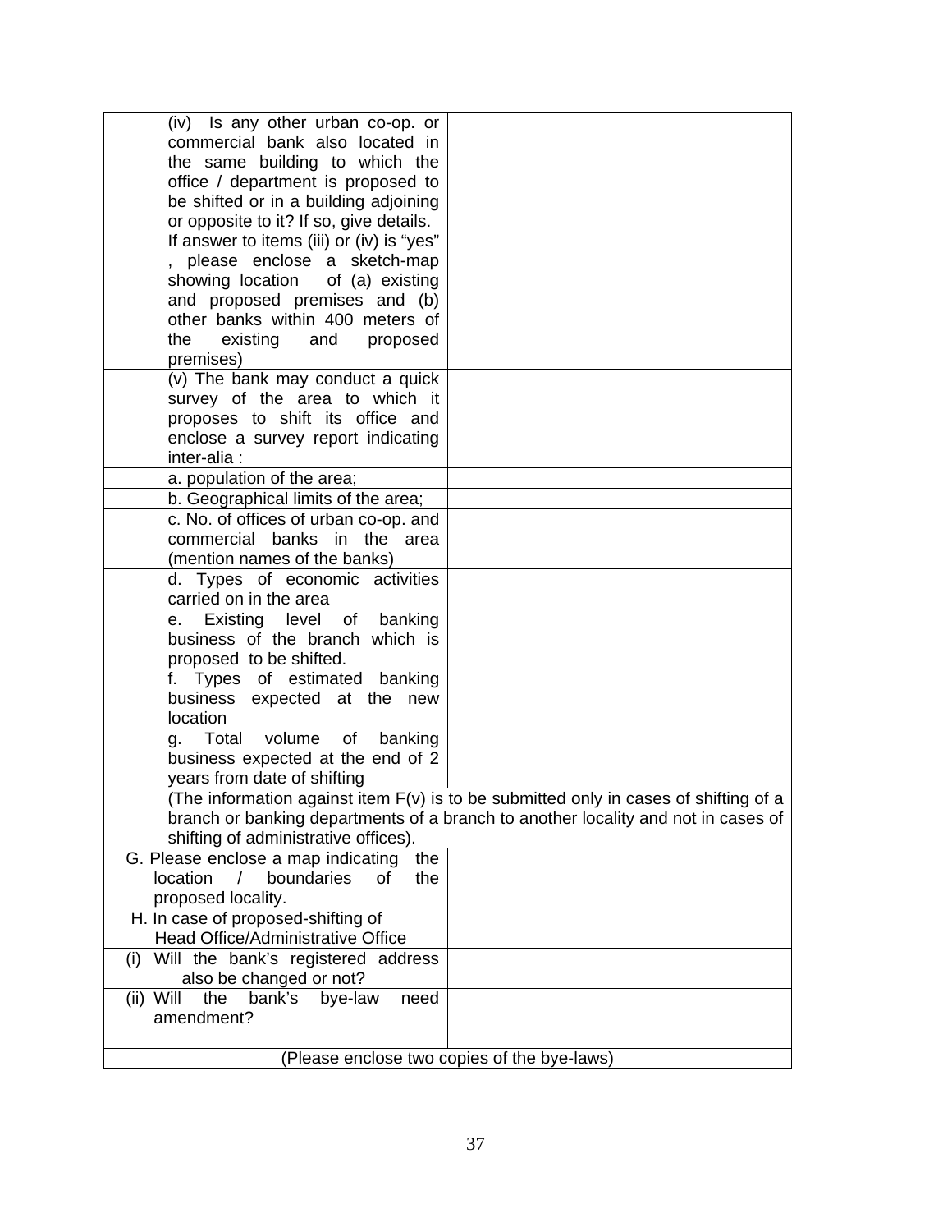| | |
|---|---|
| (iv) Is any other urban co-op. or commercial bank also located in the same building to which the office / department is proposed to be shifted or in a building adjoining or opposite to it? If so, give details. If answer to items (iii) or (iv) is "yes" , please enclose a sketch-map showing location of (a) existing and proposed premises and (b) other banks within 400 meters of the existing and proposed premises) | |
| (v) The bank may conduct a quick survey of the area to which it proposes to shift its office and enclose a survey report indicating inter-alia : | |
| a. population of the area; | |
| b. Geographical limits of the area; | |
| c. No. of offices of urban co-op. and commercial banks in the area (mention names of the banks) | |
| d. Types of economic activities carried on in the area | |
| e. Existing level of banking business of the branch which is proposed to be shifted. | |
| f. Types of estimated banking business expected at the new location | |
| g. Total volume of banking business expected at the end of 2 years from date of shifting | |
| (The information against item F(v) is to be submitted only in cases of shifting of a branch or banking departments of a branch to another locality and not in cases of shifting of administrative offices). | |
| G. Please enclose a map indicating the location / boundaries of the proposed locality. | |
| H. In case of proposed-shifting of Head Office/Administrative Office | |
| (i) Will the bank's registered address also be changed or not? | |
| (ii) Will the bank's bye-law need amendment? | |
| (Please enclose two copies of the bye-laws) | |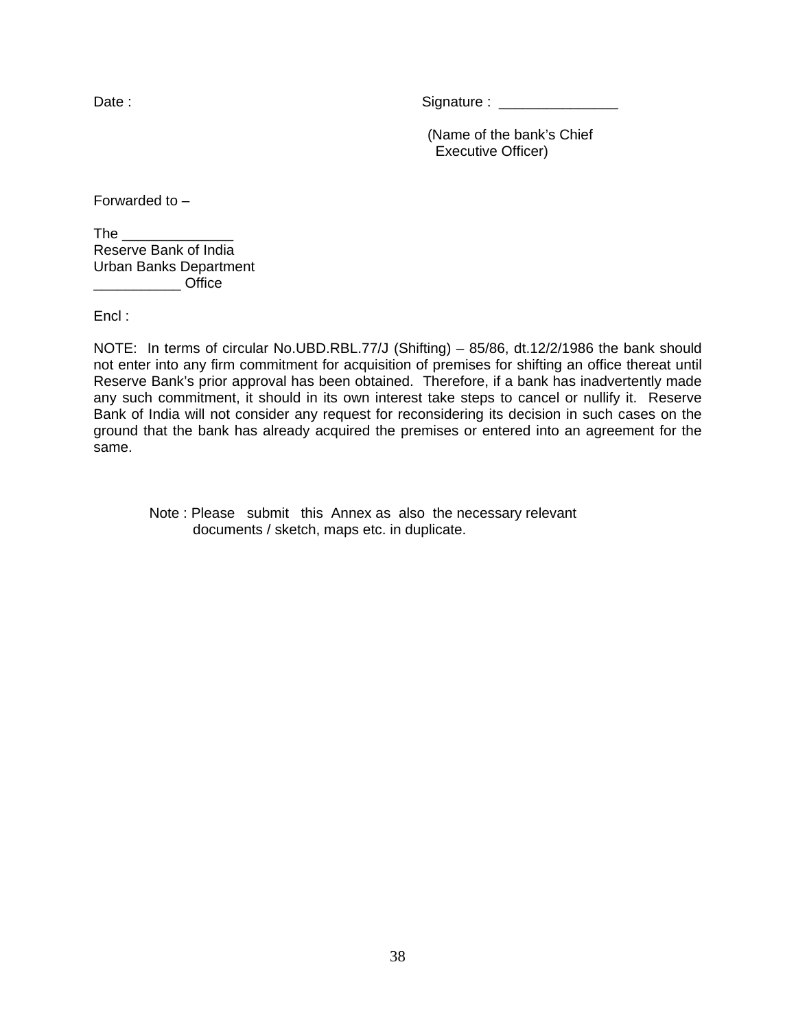Date : Signature : _______________

(Name of the bank's Chief Executive Officer)

Forwarded to –

The ______________
Reserve Bank of India
Urban Banks Department
___________ Office

Encl :

NOTE: In terms of circular No.UBD.RBL.77/J (Shifting) – 85/86, dt.12/2/1986 the bank should not enter into any firm commitment for acquisition of premises for shifting an office thereat until Reserve Bank's prior approval has been obtained. Therefore, if a bank has inadvertently made any such commitment, it should in its own interest take steps to cancel or nullify it. Reserve Bank of India will not consider any request for reconsidering its decision in such cases on the ground that the bank has already acquired the premises or entered into an agreement for the same.

Note : Please submit this Annex as also the necessary relevant documents / sketch, maps etc. in duplicate.